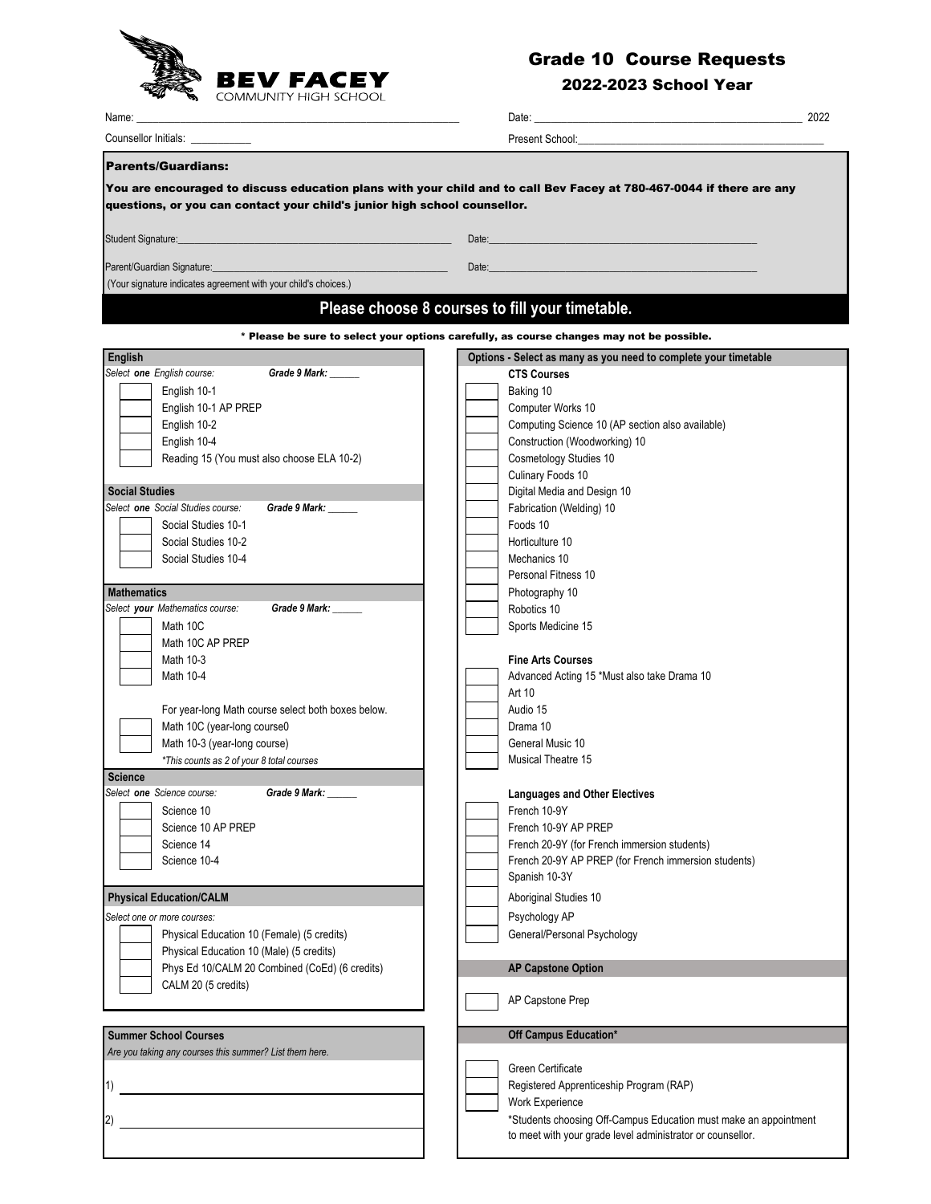**BEV FACEY**
COMMUNITY HIGH SCHOOL

# Grade 10 Course Requests

## 2022-2023 School Year

Name: ______________________________ Date: ______________________________ 2022

Counsellor Initials: ___________ Present School: ______________________________

**Parents/Guardians:**

**You are encouraged to discuss education plans with your child and to call Bev Facey at 780-467-0044 if there are any questions, or you can contact your child's junior high school counsellor.**

Student Signature: ______________________________ Date: ______________________________

Parent/Guardian Signature: ______________________________ Date: ______________________________

(Your signature indicates agreement with your child's choices.)

## Please choose 8 courses to fill your timetable.

**\* Please be sure to select your options carefully, as course changes may not be possible.**

### English

*Select **one** English course:* ***Grade 9 Mark:*** ______

- [ ] English 10-1
- [ ] English 10-1 AP PREP
- [ ] English 10-2
- [ ] English 10-4
- [ ] Reading 15 (You must also choose ELA 10-2)

### Social Studies

*Select **one** Social Studies course:* ***Grade 9 Mark:*** ______

- [ ] Social Studies 10-1
- [ ] Social Studies 10-2
- [ ] Social Studies 10-4

### Mathematics

*Select **your** Mathematics course:* ***Grade 9 Mark:*** ______

- [ ] Math 10C
- [ ] Math 10C AP PREP
- [ ] Math 10-3
- [ ] Math 10-4

For year-long Math course select both boxes below.

- [ ] Math 10C (year-long course0
- [ ] Math 10-3 (year-long course)

*\*This counts as 2 of your 8 total courses*

### Science

*Select **one** Science course:* ***Grade 9 Mark:*** ______

- [ ] Science 10
- [ ] Science 10 AP PREP
- [ ] Science 14
- [ ] Science 10-4

### Physical Education/CALM

*Select one or more courses:*

- [ ] Physical Education 10 (Female) (5 credits)
- [ ] Physical Education 10 (Male) (5 credits)
- [ ] Phys Ed 10/CALM 20 Combined (CoEd) (6 credits)
- [ ] CALM 20 (5 credits)

### Summer School Courses

*Are you taking any courses this summer? List them here.*

1) ______________________________

2) ______________________________

### Options - Select as many as you need to complete your timetable

**CTS Courses**

- [ ] Baking 10
- [ ] Computer Works 10
- [ ] Computing Science 10 (AP section also available)
- [ ] Construction (Woodworking) 10
- [ ] Cosmetology Studies 10
- [ ] Culinary Foods 10
- [ ] Digital Media and Design 10
- [ ] Fabrication (Welding) 10
- [ ] Foods 10
- [ ] Horticulture 10
- [ ] Mechanics 10
- [ ] Personal Fitness 10
- [ ] Photography 10
- [ ] Robotics 10
- [ ] Sports Medicine 15

**Fine Arts Courses**

- [ ] Advanced Acting 15 *Must also take Drama 10
- [ ] Art 10
- [ ] Audio 15
- [ ] Drama 10
- [ ] General Music 10
- [ ] Musical Theatre 15

**Languages and Other Electives**

- [ ] French 10-9Y
- [ ] French 10-9Y AP PREP
- [ ] French 20-9Y (for French immersion students)
- [ ] French 20-9Y AP PREP (for French immersion students)
- [ ] Spanish 10-3Y
- [ ] Aboriginal Studies 10
- [ ] Psychology AP
- [ ] General/Personal Psychology

### AP Capstone Option

- [ ] AP Capstone Prep

### Off Campus Education*

- [ ] Green Certificate
- [ ] Registered Apprenticeship Program (RAP)
- [ ] Work Experience

*Students choosing Off-Campus Education must make an appointment to meet with your grade level administrator or counsellor.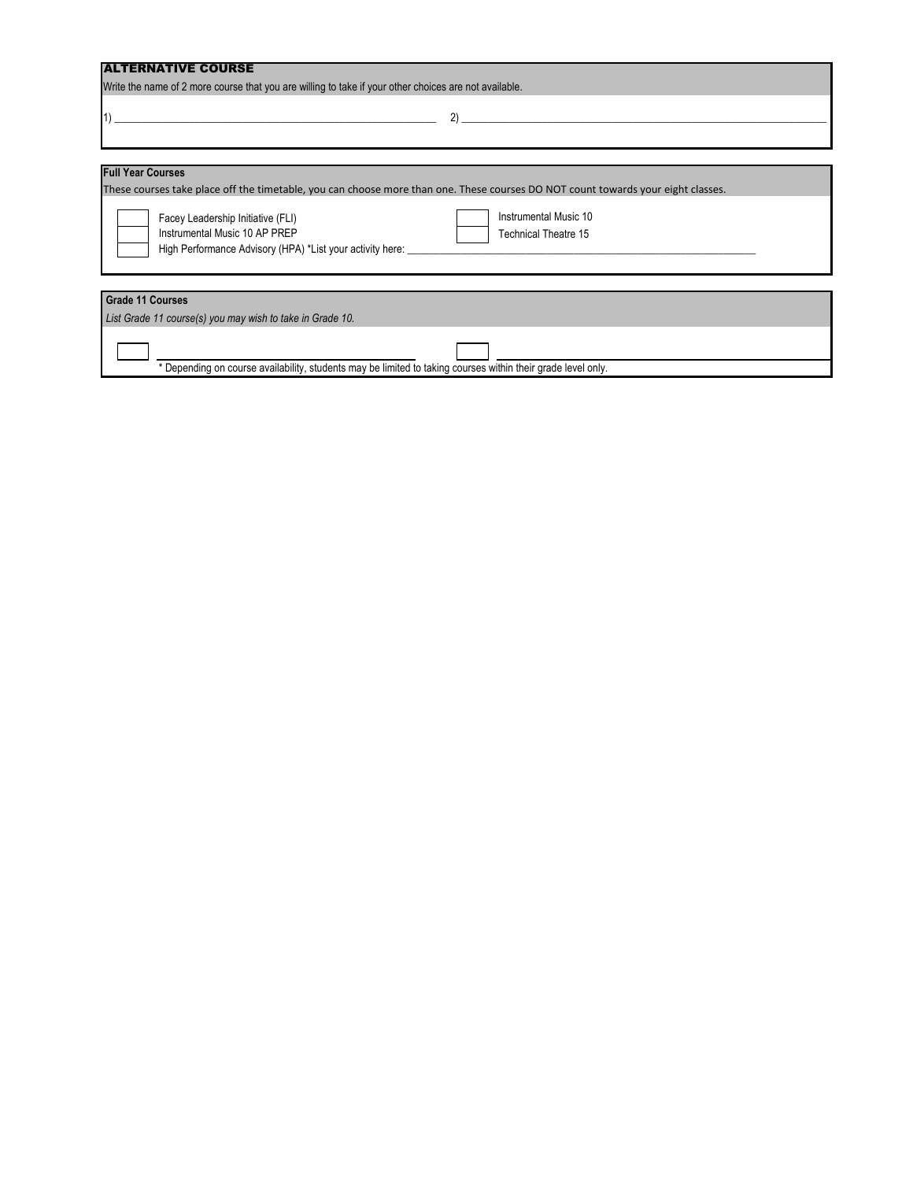## ALTERNATIVE COURSE

Write the name of 2 more course that you are willing to take if your other choices are not available.

1) ______________________________ 2) ______________________________

**Full Year Courses**

These courses take place off the timetable, you can choose more than one. These courses DO NOT count towards your eight classes.

- [ ] Facey Leadership Initiative (FLI)
- [ ] Instrumental Music 10 AP PREP
- [ ] High Performance Advisory (HPA) *List your activity here: ______________________________
- [ ] Instrumental Music 10
- [ ] Technical Theatre 15

**Grade 11 Courses**

*List Grade 11 course(s) you may wish to take in Grade 10.*

[ ] ______________________________ [ ] ______________________________

* Depending on course availability, students may be limited to taking courses within their grade level only.